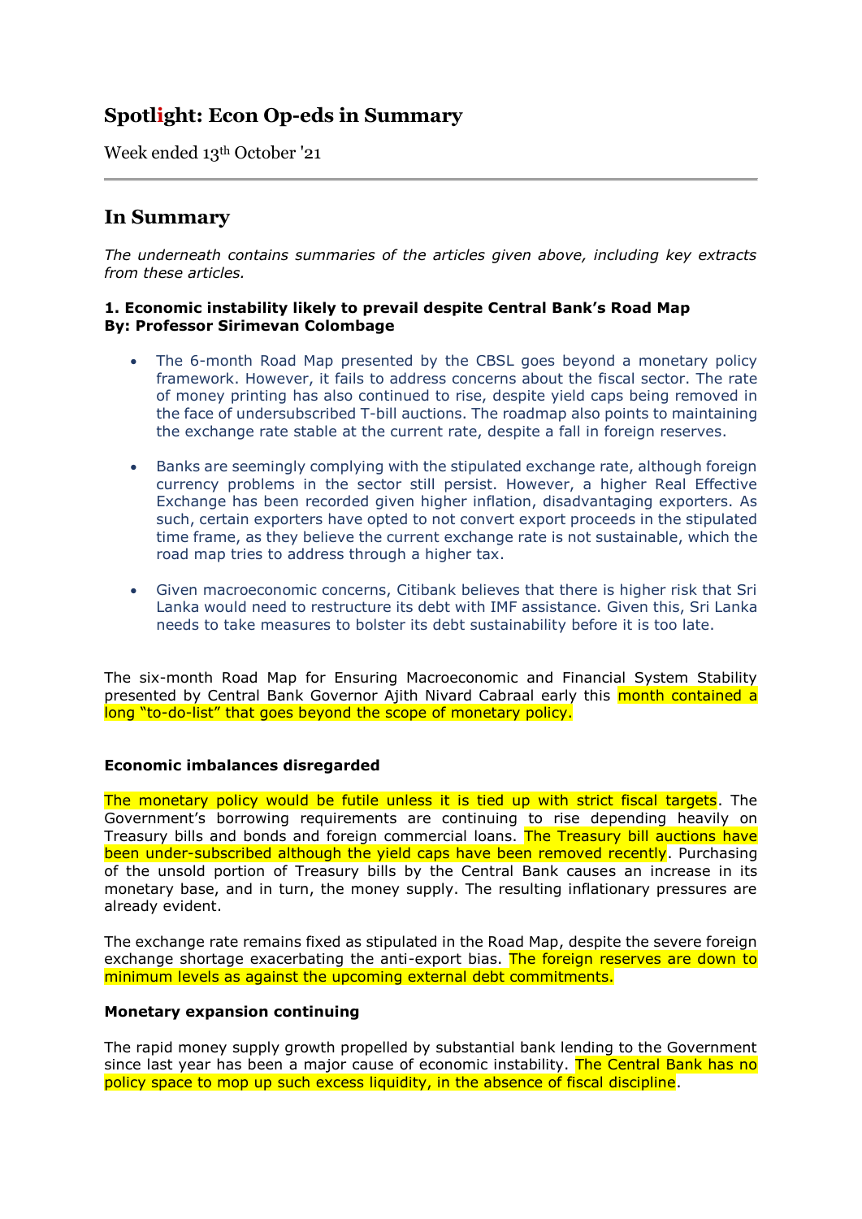# Spotlight: Econ Op-eds in Summary

Week ended 13th October '21

## In Summary

*The underneath contains summaries of the articles given above, including key extracts from these articles.*

**1. Economic instability likely to prevail despite Central Bank's Road Map**
**By: Professor Sirimevan Colombage**

- The 6-month Road Map presented by the CBSL goes beyond a monetary policy framework. However, it fails to address concerns about the fiscal sector. The rate of money printing has also continued to rise, despite yield caps being removed in the face of undersubscribed T-bill auctions. The roadmap also points to maintaining the exchange rate stable at the current rate, despite a fall in foreign reserves.
- Banks are seemingly complying with the stipulated exchange rate, although foreign currency problems in the sector still persist. However, a higher Real Effective Exchange has been recorded given higher inflation, disadvantaging exporters. As such, certain exporters have opted to not convert export proceeds in the stipulated time frame, as they believe the current exchange rate is not sustainable, which the road map tries to address through a higher tax.
- Given macroeconomic concerns, Citibank believes that there is higher risk that Sri Lanka would need to restructure its debt with IMF assistance. Given this, Sri Lanka needs to take measures to bolster its debt sustainability before it is too late.

The six-month Road Map for Ensuring Macroeconomic and Financial System Stability presented by Central Bank Governor Ajith Nivard Cabraal early this month contained a long "to-do-list" that goes beyond the scope of monetary policy.

**Economic imbalances disregarded**

The monetary policy would be futile unless it is tied up with strict fiscal targets. The Government's borrowing requirements are continuing to rise depending heavily on Treasury bills and bonds and foreign commercial loans. The Treasury bill auctions have been under-subscribed although the yield caps have been removed recently. Purchasing of the unsold portion of Treasury bills by the Central Bank causes an increase in its monetary base, and in turn, the money supply. The resulting inflationary pressures are already evident.

The exchange rate remains fixed as stipulated in the Road Map, despite the severe foreign exchange shortage exacerbating the anti-export bias. The foreign reserves are down to minimum levels as against the upcoming external debt commitments.

**Monetary expansion continuing**

The rapid money supply growth propelled by substantial bank lending to the Government since last year has been a major cause of economic instability. The Central Bank has no policy space to mop up such excess liquidity, in the absence of fiscal discipline.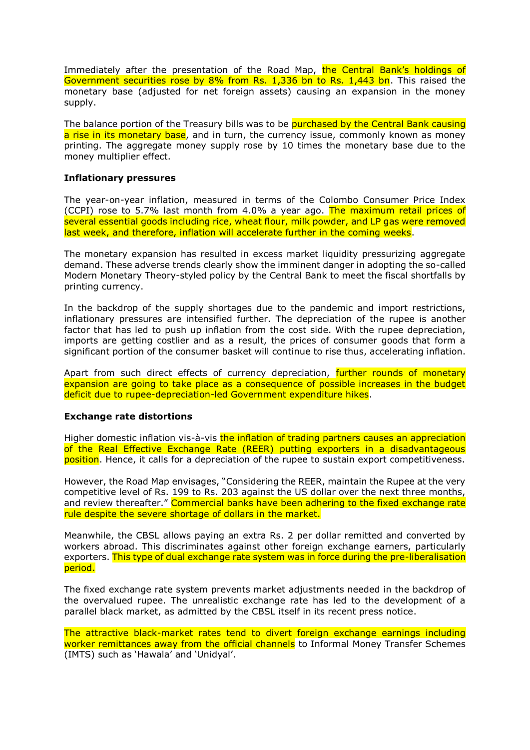Immediately after the presentation of the Road Map, the Central Bank's holdings of Government securities rose by 8% from Rs. 1,336 bn to Rs. 1,443 bn. This raised the monetary base (adjusted for net foreign assets) causing an expansion in the money supply.

The balance portion of the Treasury bills was to be purchased by the Central Bank causing a rise in its monetary base, and in turn, the currency issue, commonly known as money printing. The aggregate money supply rose by 10 times the monetary base due to the money multiplier effect.

**Inflationary pressures**

The year-on-year inflation, measured in terms of the Colombo Consumer Price Index (CCPI) rose to 5.7% last month from 4.0% a year ago. The maximum retail prices of several essential goods including rice, wheat flour, milk powder, and LP gas were removed last week, and therefore, inflation will accelerate further in the coming weeks.

The monetary expansion has resulted in excess market liquidity pressurizing aggregate demand. These adverse trends clearly show the imminent danger in adopting the so-called Modern Monetary Theory-styled policy by the Central Bank to meet the fiscal shortfalls by printing currency.

In the backdrop of the supply shortages due to the pandemic and import restrictions, inflationary pressures are intensified further. The depreciation of the rupee is another factor that has led to push up inflation from the cost side. With the rupee depreciation, imports are getting costlier and as a result, the prices of consumer goods that form a significant portion of the consumer basket will continue to rise thus, accelerating inflation.

Apart from such direct effects of currency depreciation, further rounds of monetary expansion are going to take place as a consequence of possible increases in the budget deficit due to rupee-depreciation-led Government expenditure hikes.

**Exchange rate distortions**

Higher domestic inflation vis-à-vis the inflation of trading partners causes an appreciation of the Real Effective Exchange Rate (REER) putting exporters in a disadvantageous position. Hence, it calls for a depreciation of the rupee to sustain export competitiveness.

However, the Road Map envisages, "Considering the REER, maintain the Rupee at the very competitive level of Rs. 199 to Rs. 203 against the US dollar over the next three months, and review thereafter." Commercial banks have been adhering to the fixed exchange rate rule despite the severe shortage of dollars in the market.

Meanwhile, the CBSL allows paying an extra Rs. 2 per dollar remitted and converted by workers abroad. This discriminates against other foreign exchange earners, particularly exporters. This type of dual exchange rate system was in force during the pre-liberalisation period.

The fixed exchange rate system prevents market adjustments needed in the backdrop of the overvalued rupee. The unrealistic exchange rate has led to the development of a parallel black market, as admitted by the CBSL itself in its recent press notice.

The attractive black-market rates tend to divert foreign exchange earnings including worker remittances away from the official channels to Informal Money Transfer Schemes (IMTS) such as 'Hawala' and 'Unidyal'.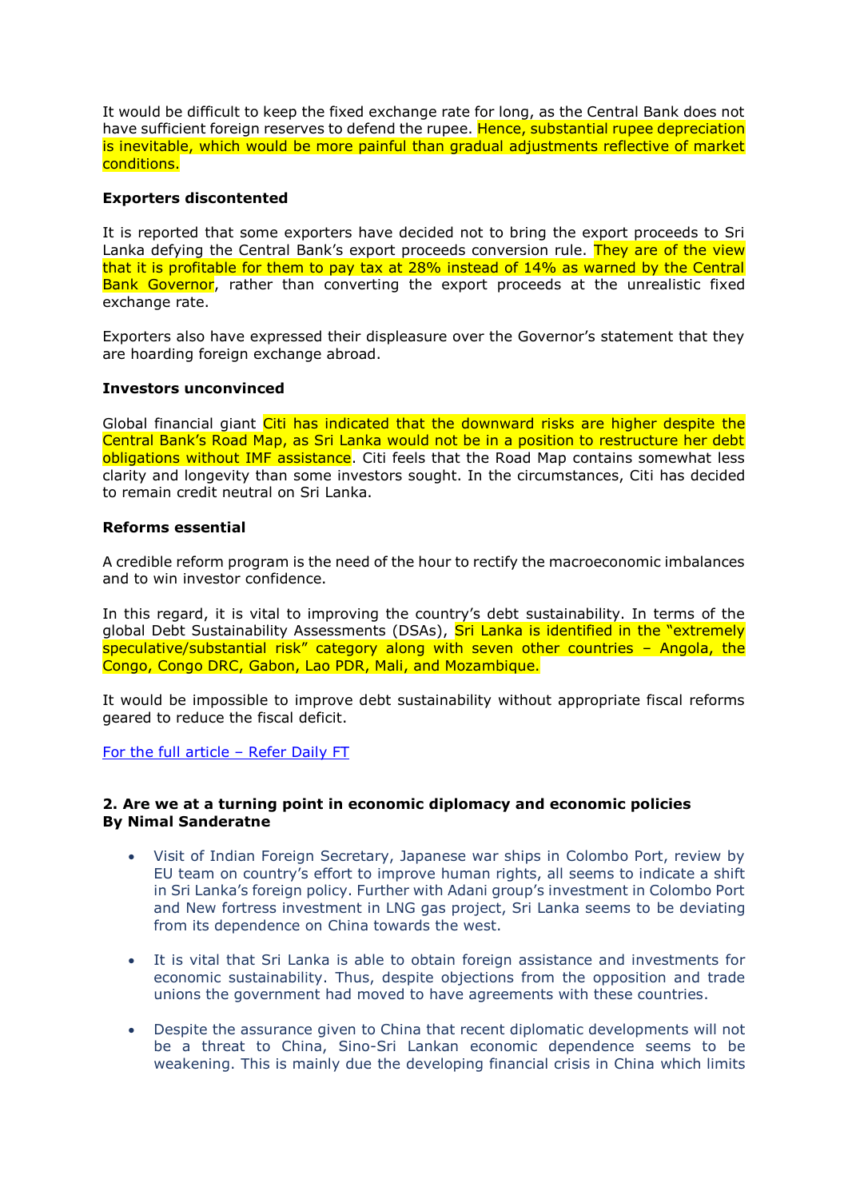It would be difficult to keep the fixed exchange rate for long, as the Central Bank does not have sufficient foreign reserves to defend the rupee. Hence, substantial rupee depreciation is inevitable, which would be more painful than gradual adjustments reflective of market conditions.

**Exporters discontented**

It is reported that some exporters have decided not to bring the export proceeds to Sri Lanka defying the Central Bank's export proceeds conversion rule. They are of the view that it is profitable for them to pay tax at 28% instead of 14% as warned by the Central Bank Governor, rather than converting the export proceeds at the unrealistic fixed exchange rate.

Exporters also have expressed their displeasure over the Governor's statement that they are hoarding foreign exchange abroad.

**Investors unconvinced**

Global financial giant Citi has indicated that the downward risks are higher despite the Central Bank's Road Map, as Sri Lanka would not be in a position to restructure her debt obligations without IMF assistance. Citi feels that the Road Map contains somewhat less clarity and longevity than some investors sought. In the circumstances, Citi has decided to remain credit neutral on Sri Lanka.

**Reforms essential**

A credible reform program is the need of the hour to rectify the macroeconomic imbalances and to win investor confidence.

In this regard, it is vital to improving the country's debt sustainability. In terms of the global Debt Sustainability Assessments (DSAs), Sri Lanka is identified in the "extremely speculative/substantial risk" category along with seven other countries – Angola, the Congo, Congo DRC, Gabon, Lao PDR, Mali, and Mozambique.

It would be impossible to improve debt sustainability without appropriate fiscal reforms geared to reduce the fiscal deficit.

[For the full article – Refer Daily FT]

**2. Are we at a turning point in economic diplomacy and economic policies**
**By Nimal Sanderatne**

- Visit of Indian Foreign Secretary, Japanese war ships in Colombo Port, review by EU team on country's effort to improve human rights, all seems to indicate a shift in Sri Lanka's foreign policy. Further with Adani group's investment in Colombo Port and New fortress investment in LNG gas project, Sri Lanka seems to be deviating from its dependence on China towards the west.
- It is vital that Sri Lanka is able to obtain foreign assistance and investments for economic sustainability. Thus, despite objections from the opposition and trade unions the government had moved to have agreements with these countries.
- Despite the assurance given to China that recent diplomatic developments will not be a threat to China, Sino-Sri Lankan economic dependence seems to be weakening. This is mainly due the developing financial crisis in China which limits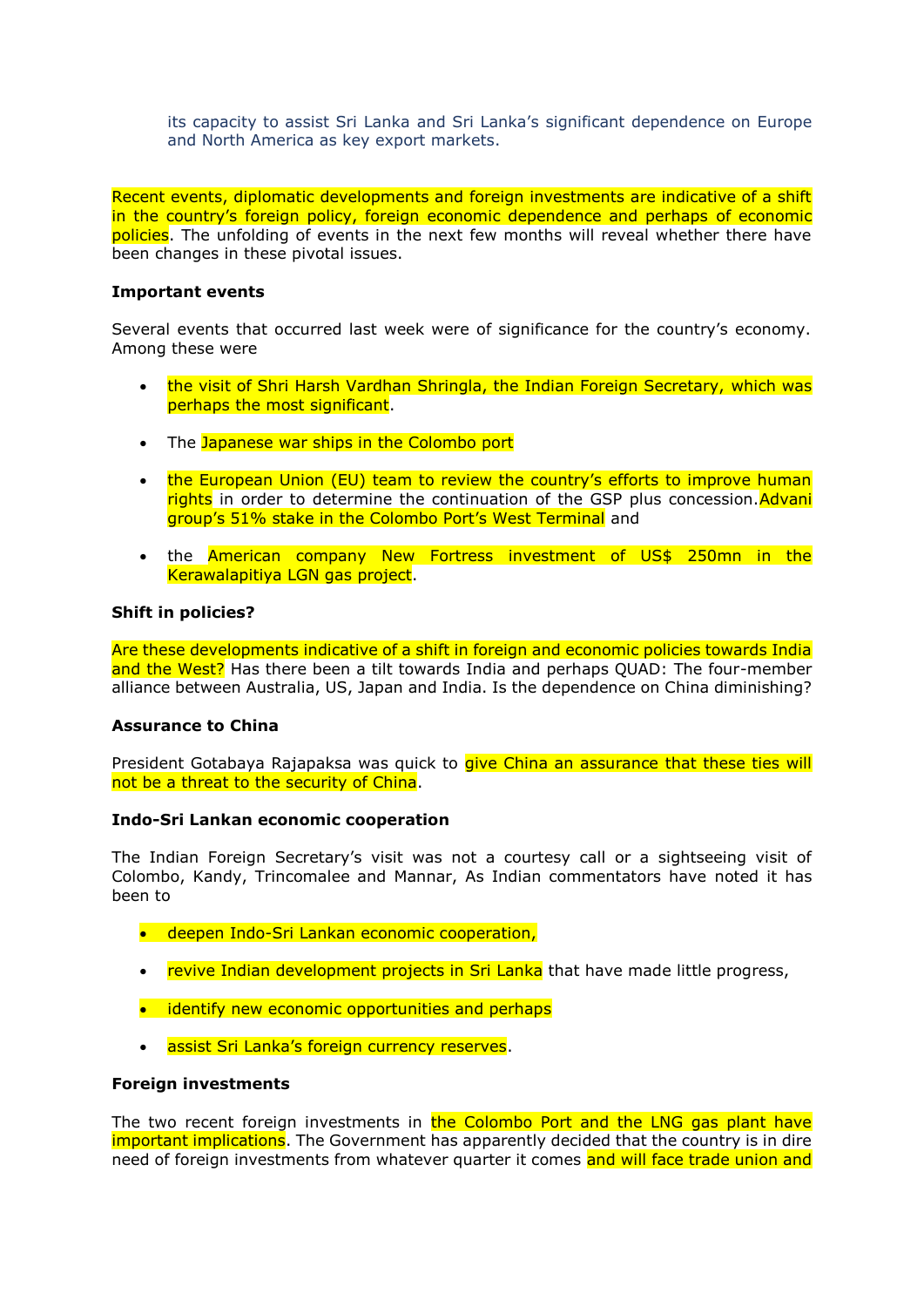its capacity to assist Sri Lanka and Sri Lanka's significant dependence on Europe and North America as key export markets.

Recent events, diplomatic developments and foreign investments are indicative of a shift in the country's foreign policy, foreign economic dependence and perhaps of economic policies. The unfolding of events in the next few months will reveal whether there have been changes in these pivotal issues.

**Important events**

Several events that occurred last week were of significance for the country's economy. Among these were

- the visit of Shri Harsh Vardhan Shringla, the Indian Foreign Secretary, which was perhaps the most significant.
- The Japanese war ships in the Colombo port
- the European Union (EU) team to review the country's efforts to improve human rights in order to determine the continuation of the GSP plus concession. Advani group's 51% stake in the Colombo Port's West Terminal and
- the American company New Fortress investment of US$ 250mn in the Kerawalapitiya LGN gas project.

**Shift in policies?**

Are these developments indicative of a shift in foreign and economic policies towards India and the West? Has there been a tilt towards India and perhaps QUAD: The four-member alliance between Australia, US, Japan and India. Is the dependence on China diminishing?

**Assurance to China**

President Gotabaya Rajapaksa was quick to give China an assurance that these ties will not be a threat to the security of China.

**Indo-Sri Lankan economic cooperation**

The Indian Foreign Secretary's visit was not a courtesy call or a sightseeing visit of Colombo, Kandy, Trincomalee and Mannar, As Indian commentators have noted it has been to

- deepen Indo-Sri Lankan economic cooperation,
- revive Indian development projects in Sri Lanka that have made little progress,
- identify new economic opportunities and perhaps
- assist Sri Lanka's foreign currency reserves.

**Foreign investments**

The two recent foreign investments in the Colombo Port and the LNG gas plant have important implications. The Government has apparently decided that the country is in dire need of foreign investments from whatever quarter it comes and will face trade union and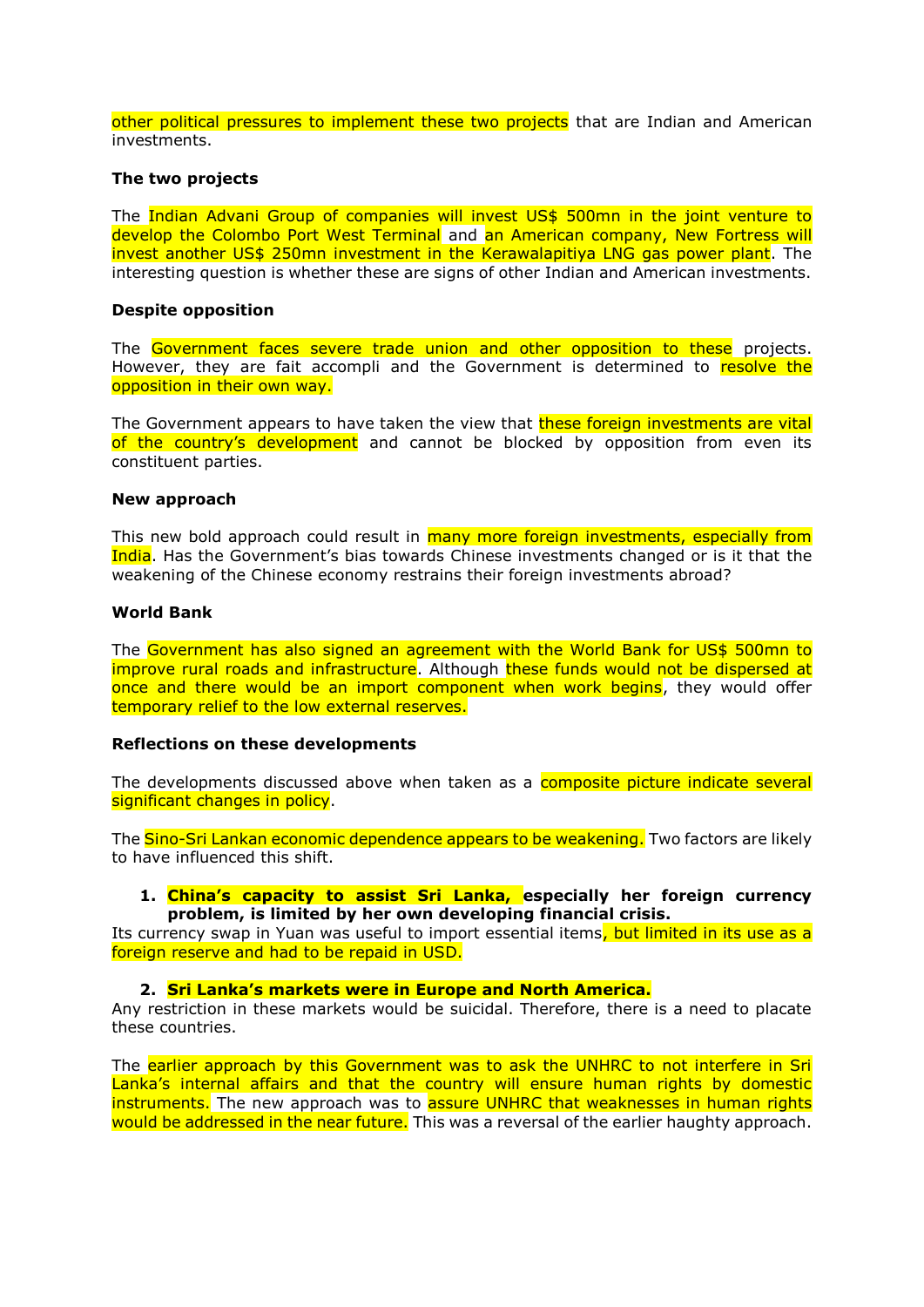other political pressures to implement these two projects that are Indian and American investments.

**The two projects**

The Indian Advani Group of companies will invest US$ 500mn in the joint venture to develop the Colombo Port West Terminal and an American company, New Fortress will invest another US$ 250mn investment in the Kerawalapitiya LNG gas power plant. The interesting question is whether these are signs of other Indian and American investments.

**Despite opposition**

The Government faces severe trade union and other opposition to these projects. However, they are fait accompli and the Government is determined to resolve the opposition in their own way.

The Government appears to have taken the view that these foreign investments are vital of the country's development and cannot be blocked by opposition from even its constituent parties.

**New approach**

This new bold approach could result in many more foreign investments, especially from India. Has the Government's bias towards Chinese investments changed or is it that the weakening of the Chinese economy restrains their foreign investments abroad?

**World Bank**

The Government has also signed an agreement with the World Bank for US$ 500mn to improve rural roads and infrastructure. Although these funds would not be dispersed at once and there would be an import component when work begins, they would offer temporary relief to the low external reserves.

**Reflections on these developments**

The developments discussed above when taken as a composite picture indicate several significant changes in policy.

The Sino-Sri Lankan economic dependence appears to be weakening. Two factors are likely to have influenced this shift.

1. **China's capacity to assist Sri Lanka, especially her foreign currency problem, is limited by her own developing financial crisis.**

Its currency swap in Yuan was useful to import essential items, but limited in its use as a foreign reserve and had to be repaid in USD.

2. **Sri Lanka's markets were in Europe and North America.**

Any restriction in these markets would be suicidal. Therefore, there is a need to placate these countries.

The earlier approach by this Government was to ask the UNHRC to not interfere in Sri Lanka's internal affairs and that the country will ensure human rights by domestic instruments. The new approach was to assure UNHRC that weaknesses in human rights would be addressed in the near future. This was a reversal of the earlier haughty approach.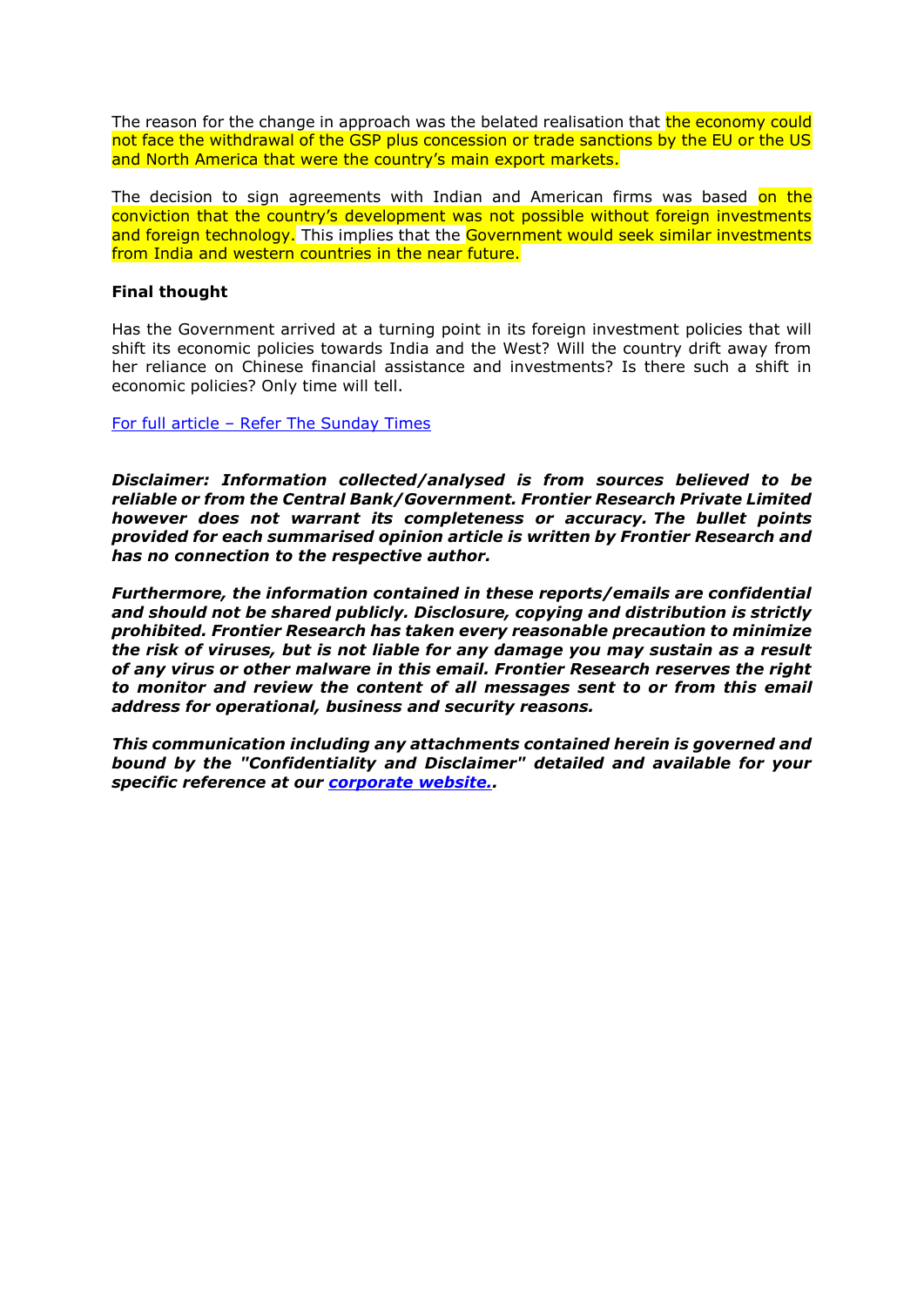The reason for the change in approach was the belated realisation that the economy could not face the withdrawal of the GSP plus concession or trade sanctions by the EU or the US and North America that were the country's main export markets.

The decision to sign agreements with Indian and American firms was based on the conviction that the country's development was not possible without foreign investments and foreign technology. This implies that the Government would seek similar investments from India and western countries in the near future.

**Final thought**

Has the Government arrived at a turning point in its foreign investment policies that will shift its economic policies towards India and the West? Will the country drift away from her reliance on Chinese financial assistance and investments? Is there such a shift in economic policies? Only time will tell.

[For full article – Refer The Sunday Times]

***Disclaimer: Information collected/analysed is from sources believed to be reliable or from the Central Bank/Government. Frontier Research Private Limited however does not warrant its completeness or accuracy. The bullet points provided for each summarised opinion article is written by Frontier Research and has no connection to the respective author.***

***Furthermore, the information contained in these reports/emails are confidential and should not be shared publicly. Disclosure, copying and distribution is strictly prohibited. Frontier Research has taken every reasonable precaution to minimize the risk of viruses, but is not liable for any damage you may sustain as a result of any virus or other malware in this email. Frontier Research reserves the right to monitor and review the content of all messages sent to or from this email address for operational, business and security reasons.***

***This communication including any attachments contained herein is governed and bound by the "Confidentiality and Disclaimer" detailed and available for your specific reference at our [corporate website.].***